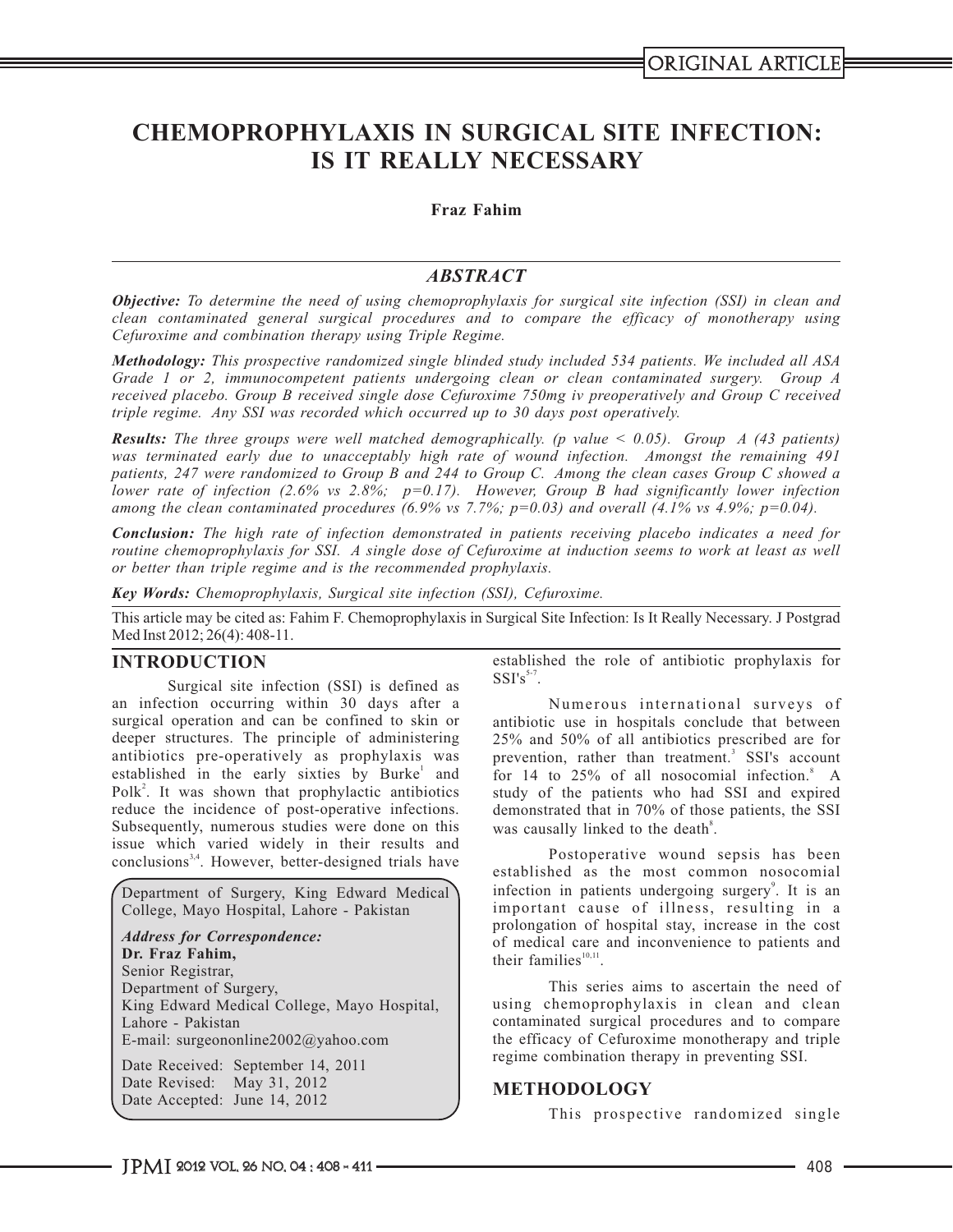ORIGINAL ARTICLE

# CHEMOPROPHYLAXIS IN SURGICAL SITE INFECTION: IS IT REALLY NECESSARY

**Fraz Fahim**

## ABSTRACT

***Objective:*** *To determine the need of using chemoprophylaxis for surgical site infection (SSI) in clean and clean contaminated general surgical procedures and to compare the efficacy of monotherapy using Cefuroxime and combination therapy using Triple Regime.*

***Methodology:*** *This prospective randomized single blinded study included 534 patients. We included all ASA Grade 1 or 2, immunocompetent patients undergoing clean or clean contaminated surgery. Group A received placebo. Group B received single dose Cefuroxime 750mg iv preoperatively and Group C received triple regime. Any SSI was recorded which occurred up to 30 days post operatively.*

***Results:*** *The three groups were well matched demographically. (p value < 0.05). Group A (43 patients) was terminated early due to unacceptably high rate of wound infection. Amongst the remaining 491 patients, 247 were randomized to Group B and 244 to Group C. Among the clean cases Group C showed a lower rate of infection (2.6% vs 2.8%; p=0.17). However, Group B had significantly lower infection among the clean contaminated procedures (6.9% vs 7.7%; p=0.03) and overall (4.1% vs 4.9%; p=0.04).*

***Conclusion:*** *The high rate of infection demonstrated in patients receiving placebo indicates a need for routine chemoprophylaxis for SSI. A single dose of Cefuroxime at induction seems to work at least as well or better than triple regime and is the recommended prophylaxis.*

***Key Words:*** *Chemoprophylaxis, Surgical site infection (SSI), Cefuroxime.*

This article may be cited as: Fahim F. Chemoprophylaxis in Surgical Site Infection: Is It Really Necessary. J Postgrad Med Inst 2012; 26(4): 408-11.

## INTRODUCTION

Surgical site infection (SSI) is defined as an infection occurring within 30 days after a surgical operation and can be confined to skin or deeper structures. The principle of administering antibiotics pre-operatively as prophylaxis was established in the early sixties by Burke[1] and Polk[2]. It was shown that prophylactic antibiotics reduce the incidence of post-operative infections. Subsequently, numerous studies were done on this issue which varied widely in their results and conclusions[3,4]. However, better-designed trials have established the role of antibiotic prophylaxis for SSI's[5-7].

Numerous international surveys of antibiotic use in hospitals conclude that between 25% and 50% of all antibiotics prescribed are for prevention, rather than treatment.[3] SSI's account for 14 to 25% of all nosocomial infection.[8] A study of the patients who had SSI and expired demonstrated that in 70% of those patients, the SSI was causally linked to the death[8].

Postoperative wound sepsis has been established as the most common nosocomial infection in patients undergoing surgery[9]. It is an important cause of illness, resulting in a prolongation of hospital stay, increase in the cost of medical care and inconvenience to patients and their families[10,11].

This series aims to ascertain the need of using chemoprophylaxis in clean and clean contaminated surgical procedures and to compare the efficacy of Cefuroxime monotherapy and triple regime combination therapy in preventing SSI.

Department of Surgery, King Edward Medical College, Mayo Hospital, Lahore - Pakistan

***Address for Correspondence:***
**Dr. Fraz Fahim,**
Senior Registrar,
Department of Surgery,
King Edward Medical College, Mayo Hospital,
Lahore - Pakistan
E-mail: surgeononline2002@yahoo.com

Date Received: September 14, 2011
Date Revised: May 31, 2012
Date Accepted: June 14, 2012

## METHODOLOGY

This prospective randomized single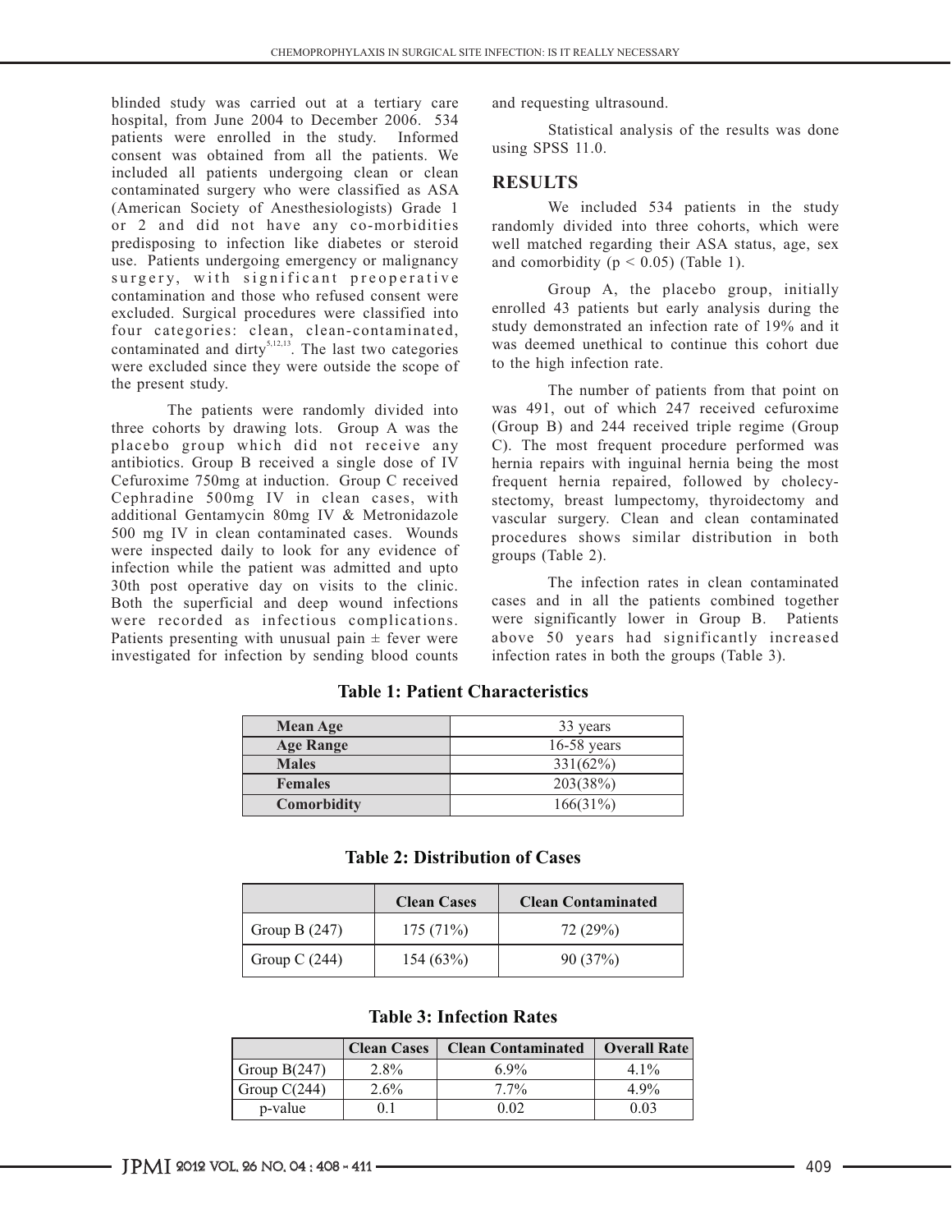blinded study was carried out at a tertiary care hospital, from June 2004 to December 2006. 534 patients were enrolled in the study. Informed consent was obtained from all the patients. We included all patients undergoing clean or clean contaminated surgery who were classified as ASA (American Society of Anesthesiologists) Grade 1 or 2 and did not have any co-morbidities predisposing to infection like diabetes or steroid use. Patients undergoing emergency or malignancy surgery, with significant preoperative contamination and those who refused consent were excluded. Surgical procedures were classified into four categories: clean, clean-contaminated, contaminated and dirty[5,12,13]. The last two categories were excluded since they were outside the scope of the present study.

The patients were randomly divided into three cohorts by drawing lots. Group A was the placebo group which did not receive any antibiotics. Group B received a single dose of IV Cefuroxime 750mg at induction. Group C received Cephradine 500mg IV in clean cases, with additional Gentamycin 80mg IV & Metronidazole 500 mg IV in clean contaminated cases. Wounds were inspected daily to look for any evidence of infection while the patient was admitted and upto 30th post operative day on visits to the clinic. Both the superficial and deep wound infections were recorded as infectious complications. Patients presenting with unusual pain ± fever were investigated for infection by sending blood counts and requesting ultrasound.

Statistical analysis of the results was done using SPSS 11.0.

## RESULTS

We included 534 patients in the study randomly divided into three cohorts, which were well matched regarding their ASA status, age, sex and comorbidity ($p < 0.05$) (Table 1).

Group A, the placebo group, initially enrolled 43 patients but early analysis during the study demonstrated an infection rate of 19% and it was deemed unethical to continue this cohort due to the high infection rate.

The number of patients from that point on was 491, out of which 247 received cefuroxime (Group B) and 244 received triple regime (Group C). The most frequent procedure performed was hernia repairs with inguinal hernia being the most frequent hernia repaired, followed by cholecystectomy, breast lumpectomy, thyroidectomy and vascular surgery. Clean and clean contaminated procedures shows similar distribution in both groups (Table 2).

The infection rates in clean contaminated cases and in all the patients combined together were significantly lower in Group B. Patients above 50 years had significantly increased infection rates in both the groups (Table 3).

**Table 1: Patient Characteristics**

| | |
|---|---|
| **Mean Age** | 33 years |
| **Age Range** | 16-58 years |
| **Males** | 331(62%) |
| **Females** | 203(38%) |
| **Comorbidity** | 166(31%) |

**Table 2: Distribution of Cases**

| | Clean Cases | Clean Contaminated |
|---|---|---|
| Group B (247) | 175 (71%) | 72 (29%) |
| Group C (244) | 154 (63%) | 90 (37%) |

**Table 3: Infection Rates**

| | Clean Cases | Clean Contaminated | Overall Rate |
|---|---|---|---|
| Group B(247) | 2.8% | 6.9% | 4.1% |
| Group C(244) | 2.6% | 7.7% | 4.9% |
| p-value | 0.1 | 0.02 | 0.03 |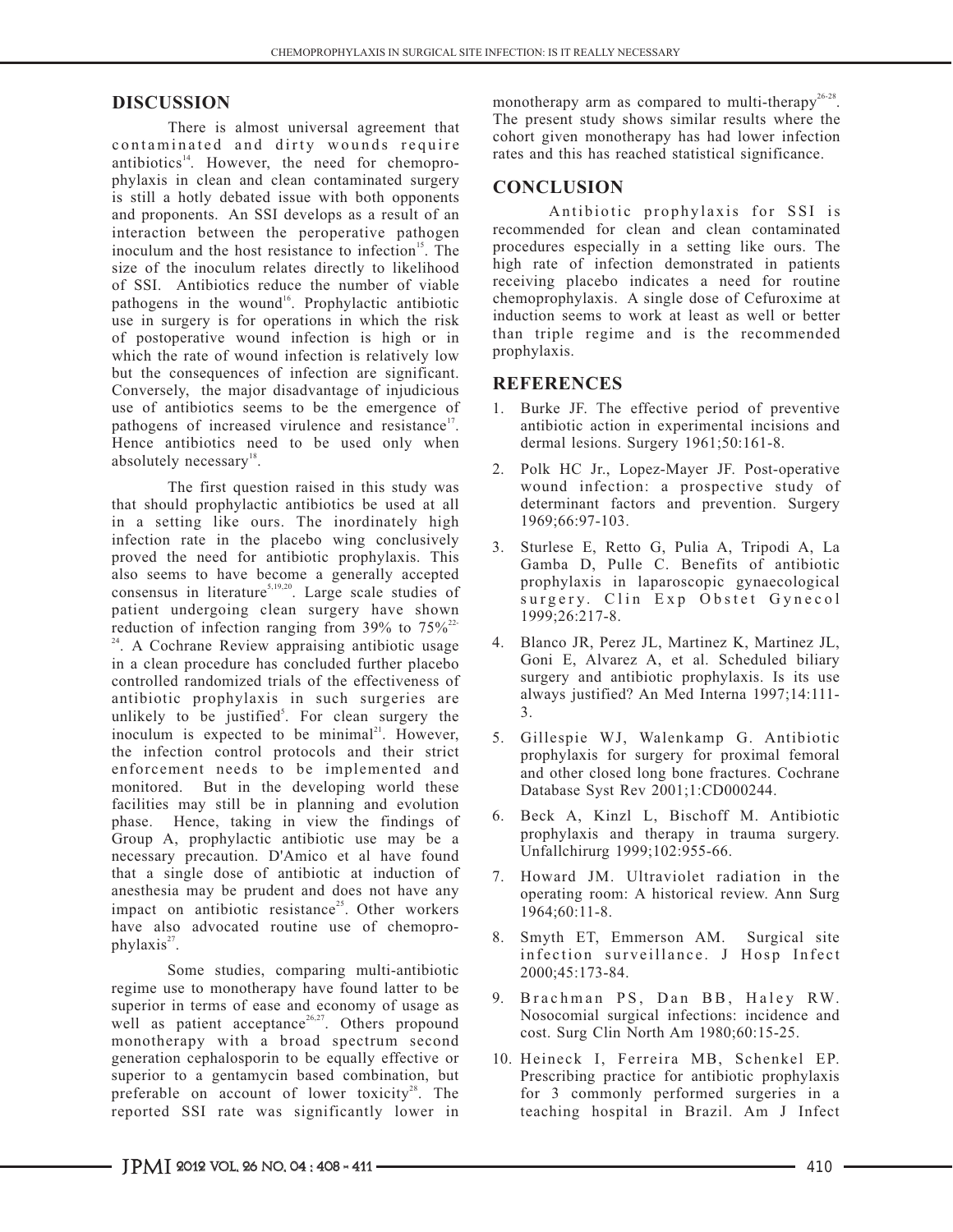## DISCUSSION

There is almost universal agreement that contaminated and dirty wounds require antibiotics[14]. However, the need for chemoprophylaxis in clean and clean contaminated surgery is still a hotly debated issue with both opponents and proponents. An SSI develops as a result of an interaction between the peroperative pathogen inoculum and the host resistance to infection[15]. The size of the inoculum relates directly to likelihood of SSI. Antibiotics reduce the number of viable pathogens in the wound[16]. Prophylactic antibiotic use in surgery is for operations in which the risk of postoperative wound infection is high or in which the rate of wound infection is relatively low but the consequences of infection are significant. Conversely, the major disadvantage of injudicious use of antibiotics seems to be the emergence of pathogens of increased virulence and resistance[17]. Hence antibiotics need to be used only when absolutely necessary[18].

The first question raised in this study was that should prophylactic antibiotics be used at all in a setting like ours. The inordinately high infection rate in the placebo wing conclusively proved the need for antibiotic prophylaxis. This also seems to have become a generally accepted consensus in literature[5,19,20]. Large scale studies of patient undergoing clean surgery have shown reduction of infection ranging from 39% to 75%[22-24]. A Cochrane Review appraising antibiotic usage in a clean procedure has concluded further placebo controlled randomized trials of the effectiveness of antibiotic prophylaxis in such surgeries are unlikely to be justified[5]. For clean surgery the inoculum is expected to be minimal[21]. However, the infection control protocols and their strict enforcement needs to be implemented and monitored. But in the developing world these facilities may still be in planning and evolution phase. Hence, taking in view the findings of Group A, prophylactic antibiotic use may be a necessary precaution. D'Amico et al have found that a single dose of antibiotic at induction of anesthesia may be prudent and does not have any impact on antibiotic resistance[25]. Other workers have also advocated routine use of chemoprophylaxis[27].

Some studies, comparing multi-antibiotic regime use to monotherapy have found latter to be superior in terms of ease and economy of usage as well as patient acceptance[26,27]. Others propound monotherapy with a broad spectrum second generation cephalosporin to be equally effective or superior to a gentamycin based combination, but preferable on account of lower toxicity[28]. The reported SSI rate was significantly lower in monotherapy arm as compared to multi-therapy[26-28]. The present study shows similar results where the cohort given monotherapy has had lower infection rates and this has reached statistical significance.

## CONCLUSION

Antibiotic prophylaxis for SSI is recommended for clean and clean contaminated procedures especially in a setting like ours. The high rate of infection demonstrated in patients receiving placebo indicates a need for routine chemoprophylaxis. A single dose of Cefuroxime at induction seems to work at least as well or better than triple regime and is the recommended prophylaxis.

## REFERENCES

1. Burke JF. The effective period of preventive antibiotic action in experimental incisions and dermal lesions. Surgery 1961;50:161-8.
2. Polk HC Jr., Lopez-Mayer JF. Post-operative wound infection: a prospective study of determinant factors and prevention. Surgery 1969;66:97-103.
3. Sturlese E, Retto G, Pulia A, Tripodi A, La Gamba D, Pulle C. Benefits of antibiotic prophylaxis in laparoscopic gynaecological surgery. Clin Exp Obstet Gynecol 1999;26:217-8.
4. Blanco JR, Perez JL, Martinez K, Martinez JL, Goni E, Alvarez A, et al. Scheduled biliary surgery and antibiotic prophylaxis. Is its use always justified? An Med Interna 1997;14:111-3.
5. Gillespie WJ, Walenkamp G. Antibiotic prophylaxis for surgery for proximal femoral and other closed long bone fractures. Cochrane Database Syst Rev 2001;1:CD000244.
6. Beck A, Kinzl L, Bischoff M. Antibiotic prophylaxis and therapy in trauma surgery. Unfallchirurg 1999;102:955-66.
7. Howard JM. Ultraviolet radiation in the operating room: A historical review. Ann Surg 1964;60:11-8.
8. Smyth ET, Emmerson AM. Surgical site infection surveillance. J Hosp Infect 2000;45:173-84.
9. Brachman PS, Dan BB, Haley RW. Nosocomial surgical infections: incidence and cost. Surg Clin North Am 1980;60:15-25.
10. Heineck I, Ferreira MB, Schenkel EP. Prescribing practice for antibiotic prophylaxis for 3 commonly performed surgeries in a teaching hospital in Brazil. Am J Infect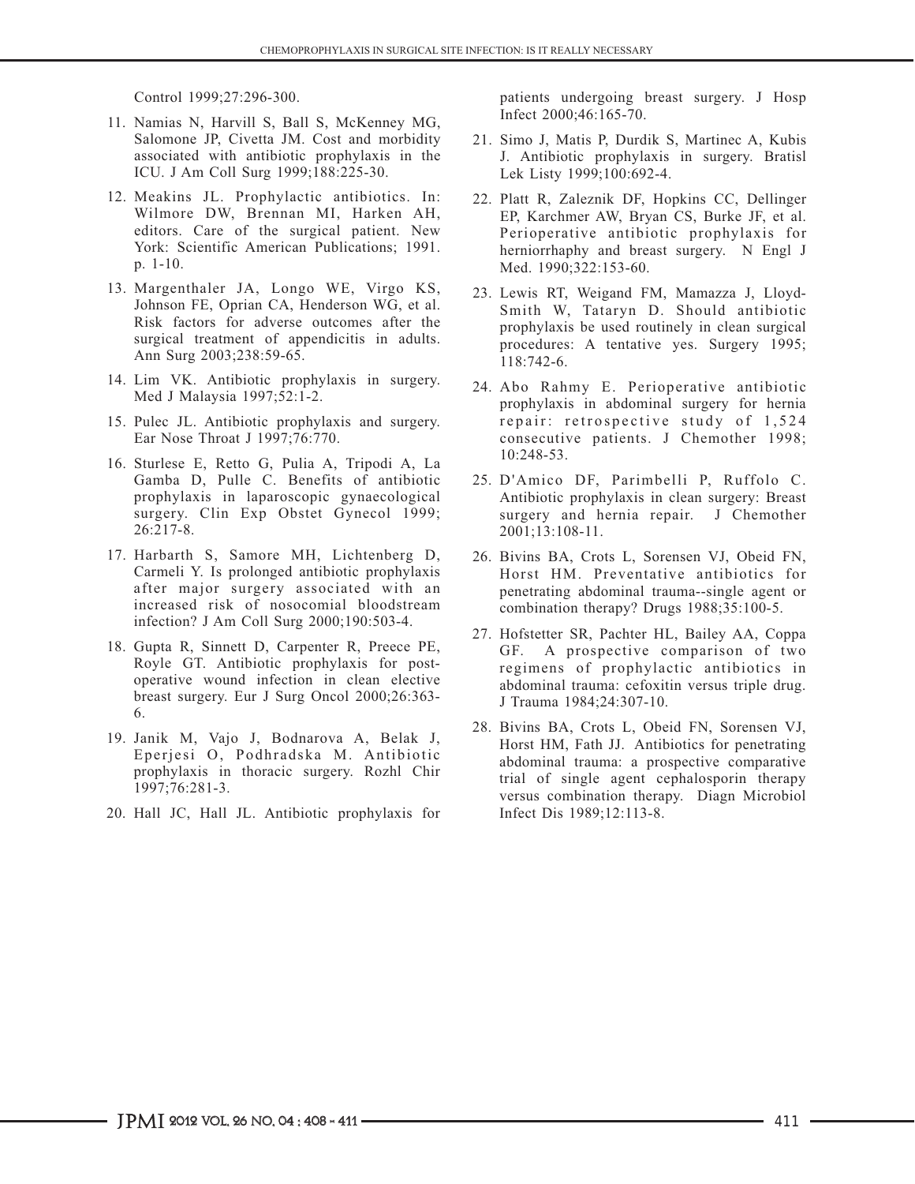Control 1999;27:296-300.

11. Namias N, Harvill S, Ball S, McKenney MG, Salomone JP, Civetta JM. Cost and morbidity associated with antibiotic prophylaxis in the ICU. J Am Coll Surg 1999;188:225-30.
12. Meakins JL. Prophylactic antibiotics. In: Wilmore DW, Brennan MI, Harken AH, editors. Care of the surgical patient. New York: Scientific American Publications; 1991. p. 1-10.
13. Margenthaler JA, Longo WE, Virgo KS, Johnson FE, Oprian CA, Henderson WG, et al. Risk factors for adverse outcomes after the surgical treatment of appendicitis in adults. Ann Surg 2003;238:59-65.
14. Lim VK. Antibiotic prophylaxis in surgery. Med J Malaysia 1997;52:1-2.
15. Pulec JL. Antibiotic prophylaxis and surgery. Ear Nose Throat J 1997;76:770.
16. Sturlese E, Retto G, Pulia A, Tripodi A, La Gamba D, Pulle C. Benefits of antibiotic prophylaxis in laparoscopic gynaecological surgery. Clin Exp Obstet Gynecol 1999; 26:217-8.
17. Harbarth S, Samore MH, Lichtenberg D, Carmeli Y. Is prolonged antibiotic prophylaxis after major surgery associated with an increased risk of nosocomial bloodstream infection? J Am Coll Surg 2000;190:503-4.
18. Gupta R, Sinnett D, Carpenter R, Preece PE, Royle GT. Antibiotic prophylaxis for post-operative wound infection in clean elective breast surgery. Eur J Surg Oncol 2000;26:363-6.
19. Janik M, Vajo J, Bodnarova A, Belak J, Eperjesi O, Podhradska M. Antibiotic prophylaxis in thoracic surgery. Rozhl Chir 1997;76:281-3.
20. Hall JC, Hall JL. Antibiotic prophylaxis for patients undergoing breast surgery. J Hosp Infect 2000;46:165-70.
21. Simo J, Matis P, Durdik S, Martinec A, Kubis J. Antibiotic prophylaxis in surgery. Bratisl Lek Listy 1999;100:692-4.
22. Platt R, Zaleznik DF, Hopkins CC, Dellinger EP, Karchmer AW, Bryan CS, Burke JF, et al. Perioperative antibiotic prophylaxis for herniorrhaphy and breast surgery. N Engl J Med. 1990;322:153-60.
23. Lewis RT, Weigand FM, Mamazza J, Lloyd-Smith W, Tataryn D. Should antibiotic prophylaxis be used routinely in clean surgical procedures: A tentative yes. Surgery 1995; 118:742-6.
24. Abo Rahmy E. Perioperative antibiotic prophylaxis in abdominal surgery for hernia repair: retrospective study of 1,524 consecutive patients. J Chemother 1998; 10:248-53.
25. D'Amico DF, Parimbelli P, Ruffolo C. Antibiotic prophylaxis in clean surgery: Breast surgery and hernia repair. J Chemother 2001;13:108-11.
26. Bivins BA, Crots L, Sorensen VJ, Obeid FN, Horst HM. Preventative antibiotics for penetrating abdominal trauma--single agent or combination therapy? Drugs 1988;35:100-5.
27. Hofstetter SR, Pachter HL, Bailey AA, Coppa GF. A prospective comparison of two regimens of prophylactic antibiotics in abdominal trauma: cefoxitin versus triple drug. J Trauma 1984;24:307-10.
28. Bivins BA, Crots L, Obeid FN, Sorensen VJ, Horst HM, Fath JJ. Antibiotics for penetrating abdominal trauma: a prospective comparative trial of single agent cephalosporin therapy versus combination therapy. Diagn Microbiol Infect Dis 1989;12:113-8.